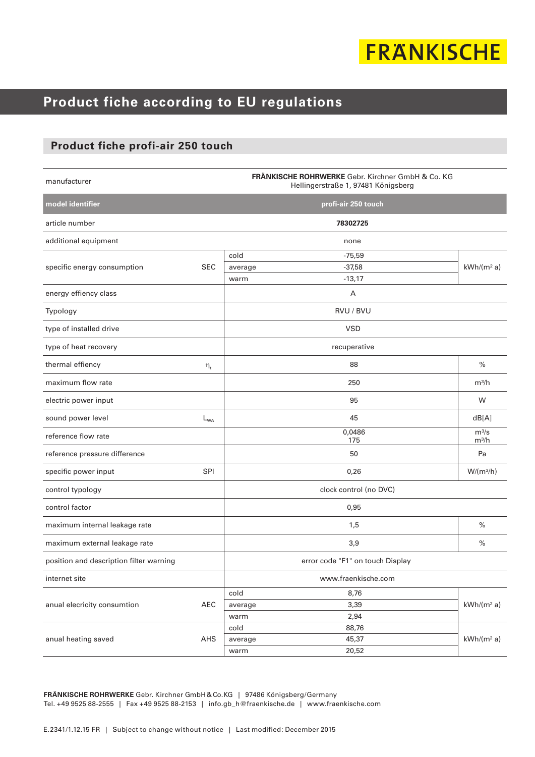FRÄNKISCHE

# Product fiche according to EU regulations

## Product fiche profi-air 250 touch

| manufacturer | | | **FRÄNKISCHE ROHRWERKE** Gebr. Kirchner GmbH & Co. KG Hellingerstraße 1, 97481 Königsberg | |
|---|---|---|---|---|
| **model identifier** | | | **profi-air 250 touch** | |
| article number | | | **78302725** | |
| additional equipment | | | none | |
| specific energy consumption | SEC | cold | -75,59 | kWh/(m² a) |
| | | average | -37,58 | |
| | | warm | -13,17 | |
| energy effiency class | | | A | |
| Typology | | | RVU / BVU | |
| type of installed drive | | | VSD | |
| type of heat recovery | | | recuperative | |
| thermal effiency | $\eta_t$ | | 88 | % |
| maximum flow rate | | | 250 | m³/h |
| electric power input | | | 95 | W |
| sound power level | $L_{WA}$ | | 45 | dB[A] |
| reference flow rate | | | 0,0486<br>175 | m³/s<br>m³/h |
| reference pressure difference | | | 50 | Pa |
| specific power input | SPI | | 0,26 | W/(m³/h) |
| control typology | | | clock control (no DVC) | |
| control factor | | | 0,95 | |
| maximum internal leakage rate | | | 1,5 | % |
| maximum external leakage rate | | | 3,9 | % |
| position and description filter warning | | | error code "F1" on touch Display | |
| internet site | | | www.fraenkische.com | |
| anual elecricity consumtion | AEC | cold | 8,76 | kWh/(m² a) |
| | | average | 3,39 | |
| | | warm | 2,94 | |
| anual heating saved | AHS | cold | 88,76 | kWh/(m² a) |
| | | average | 45,37 | |
| | | warm | 20,52 | |

**FRÄNKISCHE ROHRWERKE** Gebr. Kirchner GmbH & Co.KG | 97486 Königsberg/Germany
Tel. +49 9525 88-2555 | Fax +49 9525 88-2153 | info.gb_h@fraenkische.de | www.fraenkische.com

E.2341/1.12.15 FR | Subject to change without notice | Last modified: December 2015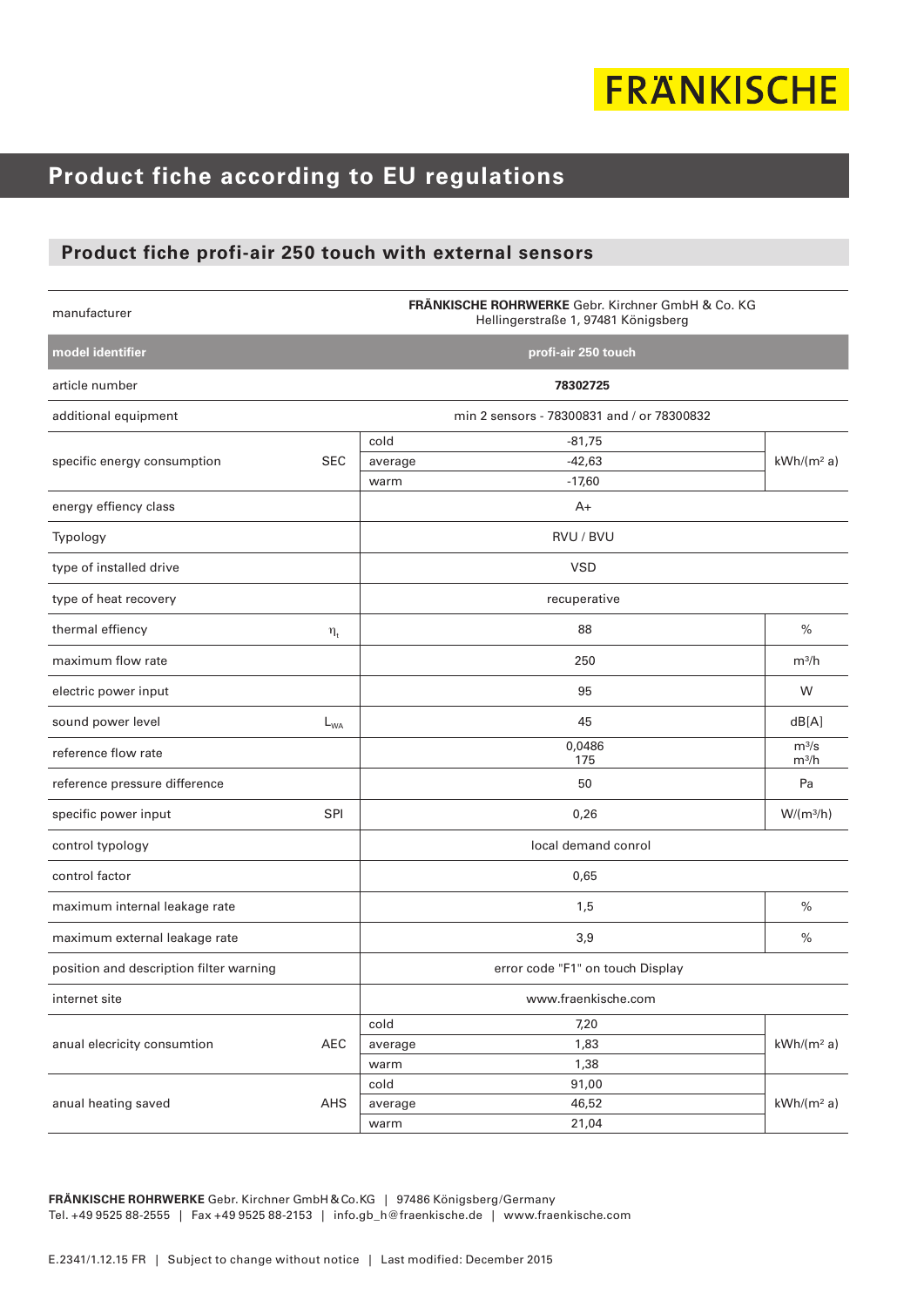FRÄNKISCHE

# Product fiche according to EU regulations

## Product fiche profi-air 250 touch with external sensors

| | | | | |
|---|---|---|---|---|
| manufacturer | | **FRÄNKISCHE ROHRWERKE** Gebr. Kirchner GmbH & Co. KG<br>Hellingerstraße 1, 97481 Königsberg | | |
| **model identifier** | | **profi-air 250 touch** | | |
| article number | | **78302725** | | |
| additional equipment | | min 2 sensors - 78300831 and / or 78300832 | | |
| specific energy consumption | SEC | cold | -81,75 | kWh/(m² a) |
| | | average | -42,63 | |
| | | warm | -17,60 | |
| energy effiency class | | A+ | | |
| Typology | | RVU / BVU | | |
| type of installed drive | | VSD | | |
| type of heat recovery | | recuperative | | |
| thermal effiency | $\eta_t$ | 88 | | % |
| maximum flow rate | | 250 | | m³/h |
| electric power input | | 95 | | W |
| sound power level | $L_{WA}$ | 45 | | dB[A] |
| reference flow rate | | 0,0486<br>175 | | m³/s<br>m³/h |
| reference pressure difference | | 50 | | Pa |
| specific power input | SPI | 0,26 | | W/(m³/h) |
| control typology | | local demand conrol | | |
| control factor | | 0,65 | | |
| maximum internal leakage rate | | 1,5 | | % |
| maximum external leakage rate | | 3,9 | | % |
| position and description filter warning | | error code "F1" on touch Display | | |
| internet site | | www.fraenkische.com | | |
| anual elecricity consumtion | AEC | cold | 7,20 | kWh/(m² a) |
| | | average | 1,83 | |
| | | warm | 1,38 | |
| anual heating saved | AHS | cold | 91,00 | kWh/(m² a) |
| | | average | 46,52 | |
| | | warm | 21,04 | |

**FRÄNKISCHE ROHRWERKE** Gebr. Kirchner GmbH & Co.KG | 97486 Königsberg/Germany
Tel. +49 9525 88-2555 | Fax +49 9525 88-2153 | info.gb_h@fraenkische.de | www.fraenkische.com

E.2341/1.12.15 FR | Subject to change without notice | Last modified: December 2015